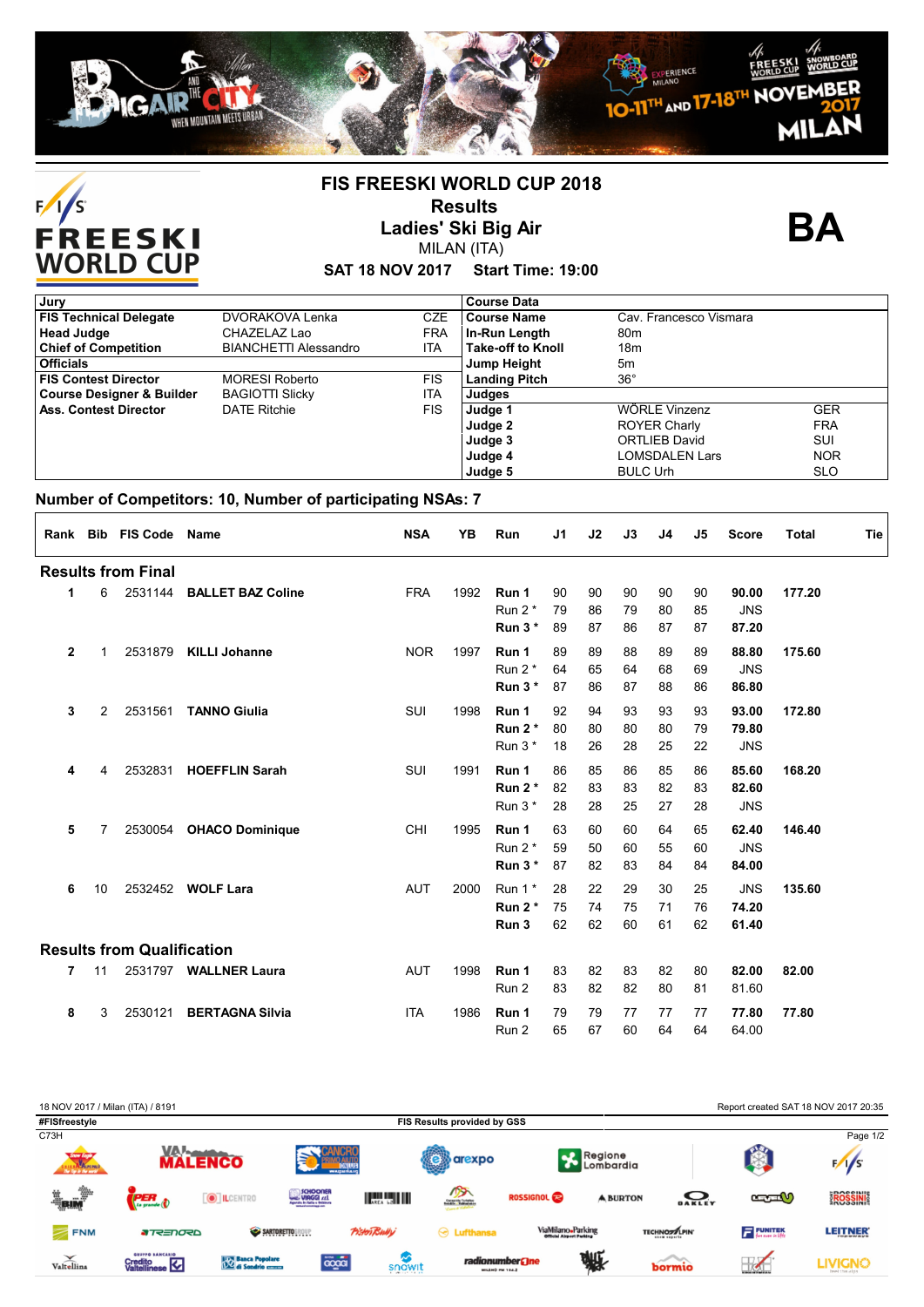# FIS FREESKI WORLD CUP 2018

## Results

## Ladies' Ski Big Air

MILAN (ITA)

**SAT 18 NOV 2017 Start Time: 19:00**

**BA**

| Jury | | | Course Data | | |
|---|---|---|---|---|---|
| **FIS Technical Delegate** | DVORAKOVA Lenka | CZE | **Course Name** | Cav. Francesco Vismara | |
| **Head Judge** | CHAZELAZ Lao | FRA | **In-Run Length** | 80m | |
| **Chief of Competition** | BIANCHETTI Alessandro | ITA | **Take-off to Knoll** | 18m | |
| **Officials** | | | **Jump Height** | 5m | |
| **FIS Contest Director** | MORESI Roberto | FIS | **Landing Pitch** | 36° | |
| **Course Designer & Builder** | BAGIOTTI Slicky | ITA | **Judges** | | |
| **Ass. Contest Director** | DATE Ritchie | FIS | **Judge 1** | WÖRLE Vinzenz | GER |
| | | | **Judge 2** | ROYER Charly | FRA |
| | | | **Judge 3** | ORTLIEB David | SUI |
| | | | **Judge 4** | LOMSDALEN Lars | NOR |
| | | | **Judge 5** | BULC Urh | SLO |

**Number of Competitors: 10, Number of participating NSAs: 7**

| Rank | Bib | FIS Code | Name | NSA | YB | Run | J1 | J2 | J3 | J4 | J5 | Score | Total | Tie |
|---|---|---|---|---|---|---|---|---|---|---|---|---|---|---|
| **Results from Final** | | | | | | | | | | | | | | |
| 1 | 6 | 2531144 | **BALLET BAZ Coline** | FRA | 1992 | **Run 1** | 90 | 90 | 90 | 90 | 90 | **90.00** | **177.20** | |
| | | | | | | Run 2 * | 79 | 86 | 79 | 80 | 85 | JNS | | |
| | | | | | | **Run 3 *** | 89 | 87 | 86 | 87 | 87 | **87.20** | | |
| 2 | 1 | 2531879 | **KILLI Johanne** | NOR | 1997 | **Run 1** | 89 | 89 | 88 | 89 | 89 | **88.80** | **175.60** | |
| | | | | | | Run 2 * | 64 | 65 | 64 | 68 | 69 | JNS | | |
| | | | | | | **Run 3 *** | 87 | 86 | 87 | 88 | 86 | **86.80** | | |
| 3 | 2 | 2531561 | **TANNO Giulia** | SUI | 1998 | **Run 1** | 92 | 94 | 93 | 93 | 93 | **93.00** | **172.80** | |
| | | | | | | **Run 2 *** | 80 | 80 | 80 | 80 | 79 | **79.80** | | |
| | | | | | | Run 3 * | 18 | 26 | 28 | 25 | 22 | JNS | | |
| 4 | 4 | 2532831 | **HOEFFLIN Sarah** | SUI | 1991 | **Run 1** | 86 | 85 | 86 | 85 | 86 | **85.60** | **168.20** | |
| | | | | | | **Run 2 *** | 82 | 83 | 83 | 82 | 83 | **82.60** | | |
| | | | | | | Run 3 * | 28 | 28 | 25 | 27 | 28 | JNS | | |
| 5 | 7 | 2530054 | **OHACO Dominique** | CHI | 1995 | **Run 1** | 63 | 60 | 60 | 64 | 65 | **62.40** | **146.40** | |
| | | | | | | Run 2 * | 59 | 50 | 60 | 55 | 60 | JNS | | |
| | | | | | | **Run 3 *** | 87 | 82 | 83 | 84 | 84 | **84.00** | | |
| 6 | 10 | 2532452 | **WOLF Lara** | AUT | 2000 | Run 1 * | 28 | 22 | 29 | 30 | 25 | JNS | **135.60** | |
| | | | | | | **Run 2 *** | 75 | 74 | 75 | 71 | 76 | **74.20** | | |
| | | | | | | **Run 3** | 62 | 62 | 60 | 61 | 62 | **61.40** | | |
| **Results from Qualification** | | | | | | | | | | | | | | |
| 7 | 11 | 2531797 | **WALLNER Laura** | AUT | 1998 | **Run 1** | 83 | 82 | 83 | 82 | 80 | **82.00** | **82.00** | |
| | | | | | | Run 2 | 83 | 82 | 82 | 80 | 81 | 81.60 | | |
| 8 | 3 | 2530121 | **BERTAGNA Silvia** | ITA | 1986 | **Run 1** | 79 | 79 | 77 | 77 | 77 | **77.80** | **77.80** | |
| | | | | | | Run 2 | 65 | 67 | 60 | 64 | 64 | 64.00 | | |

18 NOV 2017 / Milan (ITA) / 8191 — Report created SAT 18 NOV 2017 20:35

#FISfreestyle — FIS Results provided by GSS

C73H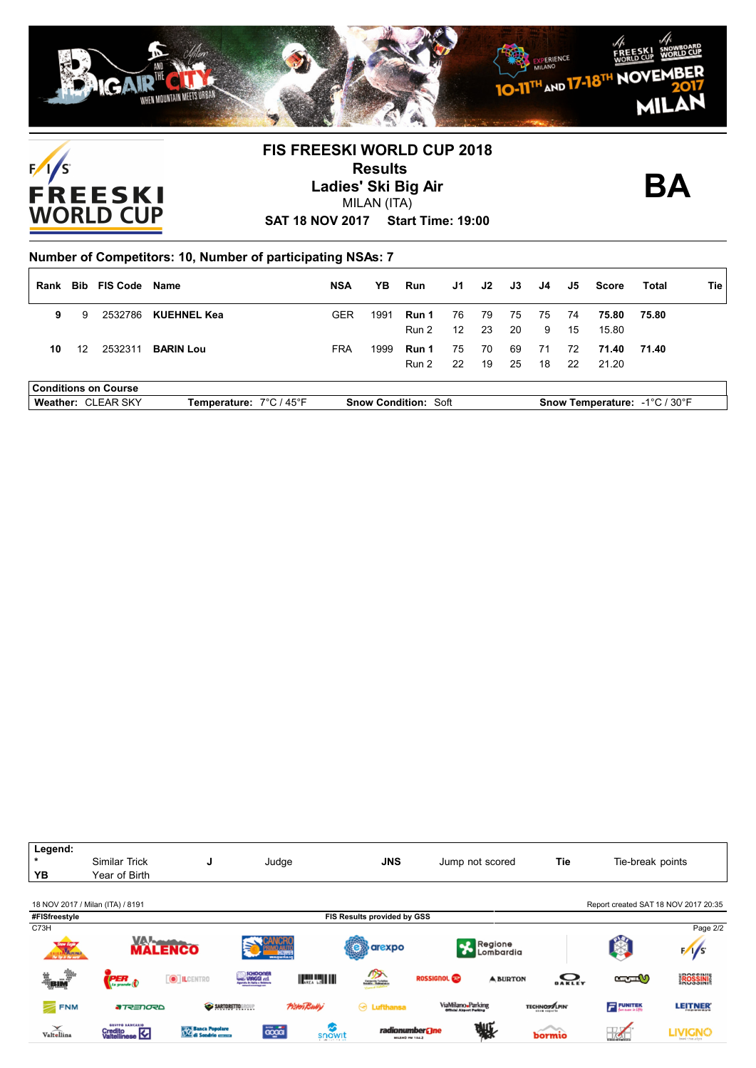# FIS FREESKI WORLD CUP 2018

## Results

## Ladies' Ski Big Air

MILAN (ITA)

**SAT 18 NOV 2017 Start Time: 19:00**

**BA**

**Number of Competitors: 10, Number of participating NSAs: 7**

| Rank | Bib | FIS Code | Name | NSA | YB | Run | J1 | J2 | J3 | J4 | J5 | Score | Total | Tie |
|---|---|---|---|---|---|---|---|---|---|---|---|---|---|---|
| **9** | 9 | 2532786 | **KUEHNEL Kea** | GER | 1991 | **Run 1** | 76 | 79 | 75 | 75 | 74 | **75.80** | **75.80** | |
| | | | | | | Run 2 | 12 | 23 | 20 | 9 | 15 | 15.80 | | |
| **10** | 12 | 2532311 | **BARIN Lou** | FRA | 1999 | **Run 1** | 75 | 70 | 69 | 71 | 72 | **71.40** | **71.40** | |
| | | | | | | Run 2 | 22 | 19 | 25 | 18 | 22 | 21.20 | | |

**Conditions on Course**

**Weather:** CLEAR SKY **Temperature:** 7°C / 45°F **Snow Condition:** Soft **Snow Temperature:** -1°C / 30°F

**Legend:**

| | | | | | | | |
|---|---|---|---|---|---|---|---|
| * | Similar Trick | J | Judge | JNS | Jump not scored | Tie | Tie-break points |
| YB | Year of Birth | | | | | | |

18 NOV 2017 / Milan (ITA) / 8191

Report created SAT 18 NOV 2017 20:35

#FISfreestyle

FIS Results provided by GSS

C73H